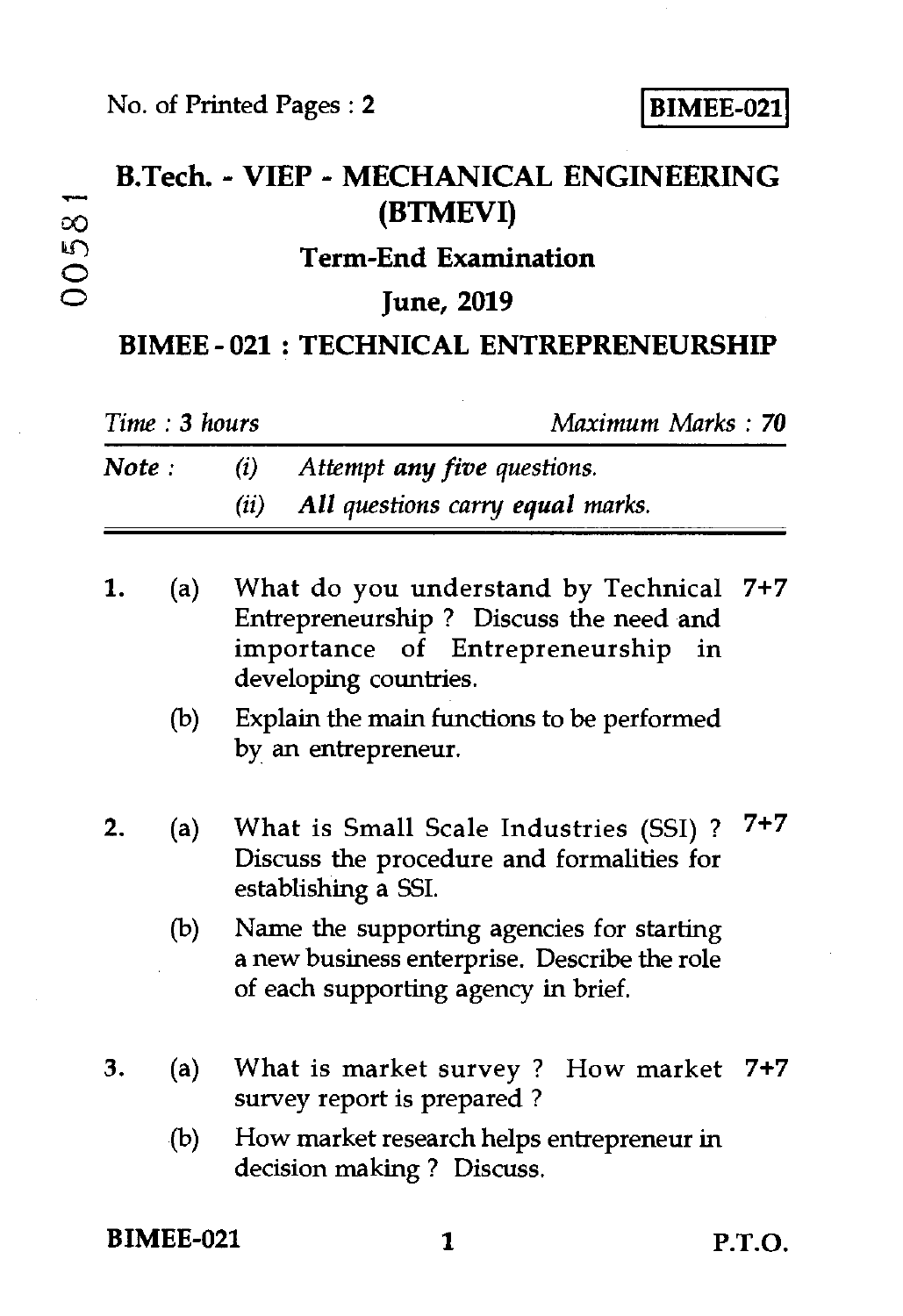No. of Printed Pages : 2

**BIMEE-021**

00581

# B.Tech. - VIEP - MECHANICAL ENGINEERING (BTMEVI)

## Term-End Examination

## June, 2019

## BIMEE - 021 : TECHNICAL ENTREPRENEURSHIP

*Time : 3 hours* *Maximum Marks : 70*

***Note :*** *(i) Attempt **any five** questions.*
*(ii) **All** questions carry **equal** marks.*

1. (a) What do you understand by Technical Entrepreneurship ? Discuss the need and importance of Entrepreneurship in developing countries. 7+7

   (b) Explain the main functions to be performed by an entrepreneur.

2. (a) What is Small Scale Industries (SSI) ? Discuss the procedure and formalities for establishing a SSI. 7+7

   (b) Name the supporting agencies for starting a new business enterprise. Describe the role of each supporting agency in brief.

3. (a) What is market survey ? How market survey report is prepared ? 7+7

   (b) How market research helps entrepreneur in decision making ? Discuss.

P.T.O.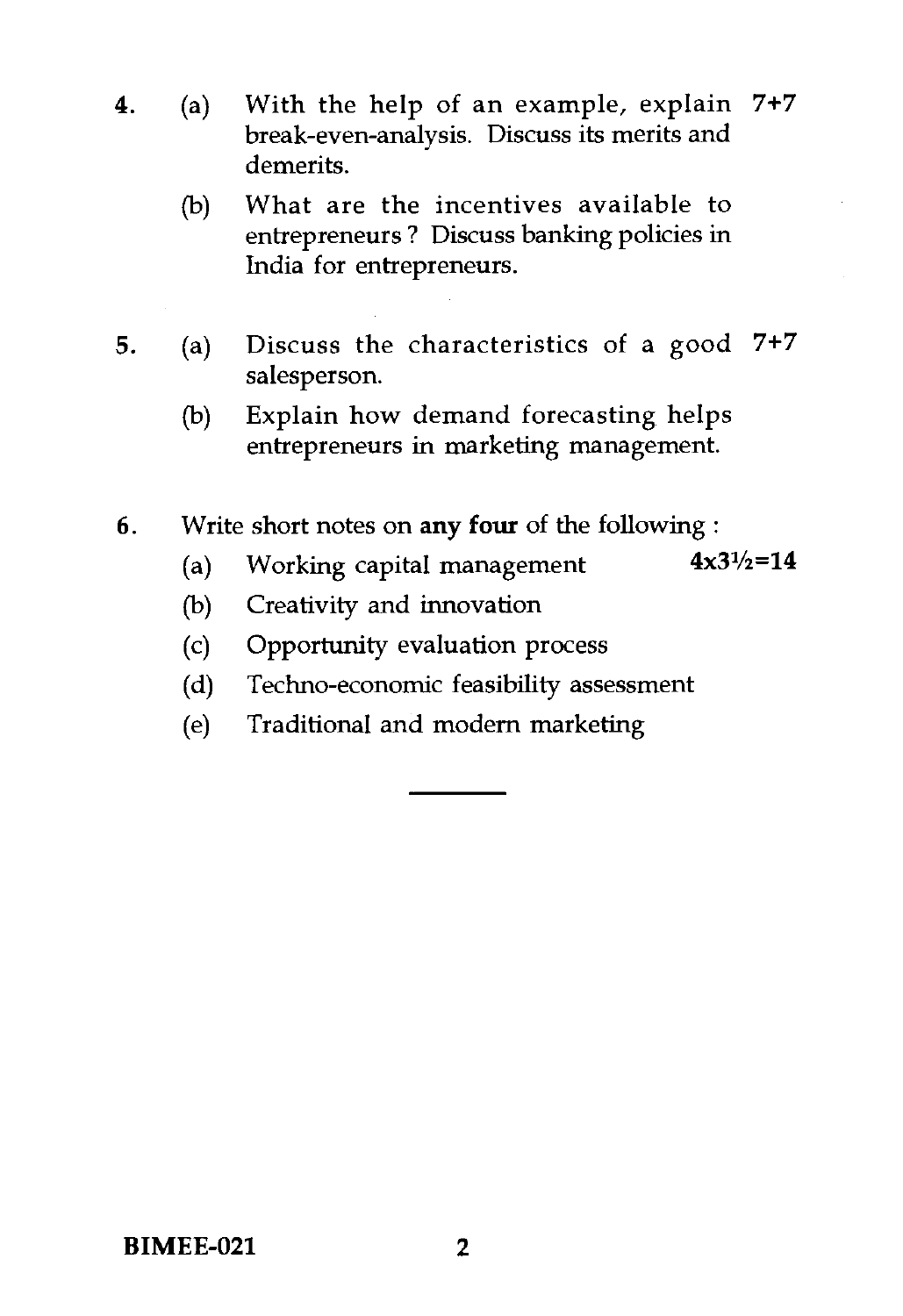4. (a) With the help of an example, explain break-even-analysis. Discuss its merits and demerits. **7+7**

   (b) What are the incentives available to entrepreneurs ? Discuss banking policies in India for entrepreneurs.

5. (a) Discuss the characteristics of a good salesperson. **7+7**

   (b) Explain how demand forecasting helps entrepreneurs in marketing management.

6. Write short notes on **any four** of the following : **4x3½=14**

   (a) Working capital management

   (b) Creativity and innovation

   (c) Opportunity evaluation process

   (d) Techno-economic feasibility assessment

   (e) Traditional and modern marketing

---

**BIMEE-021**